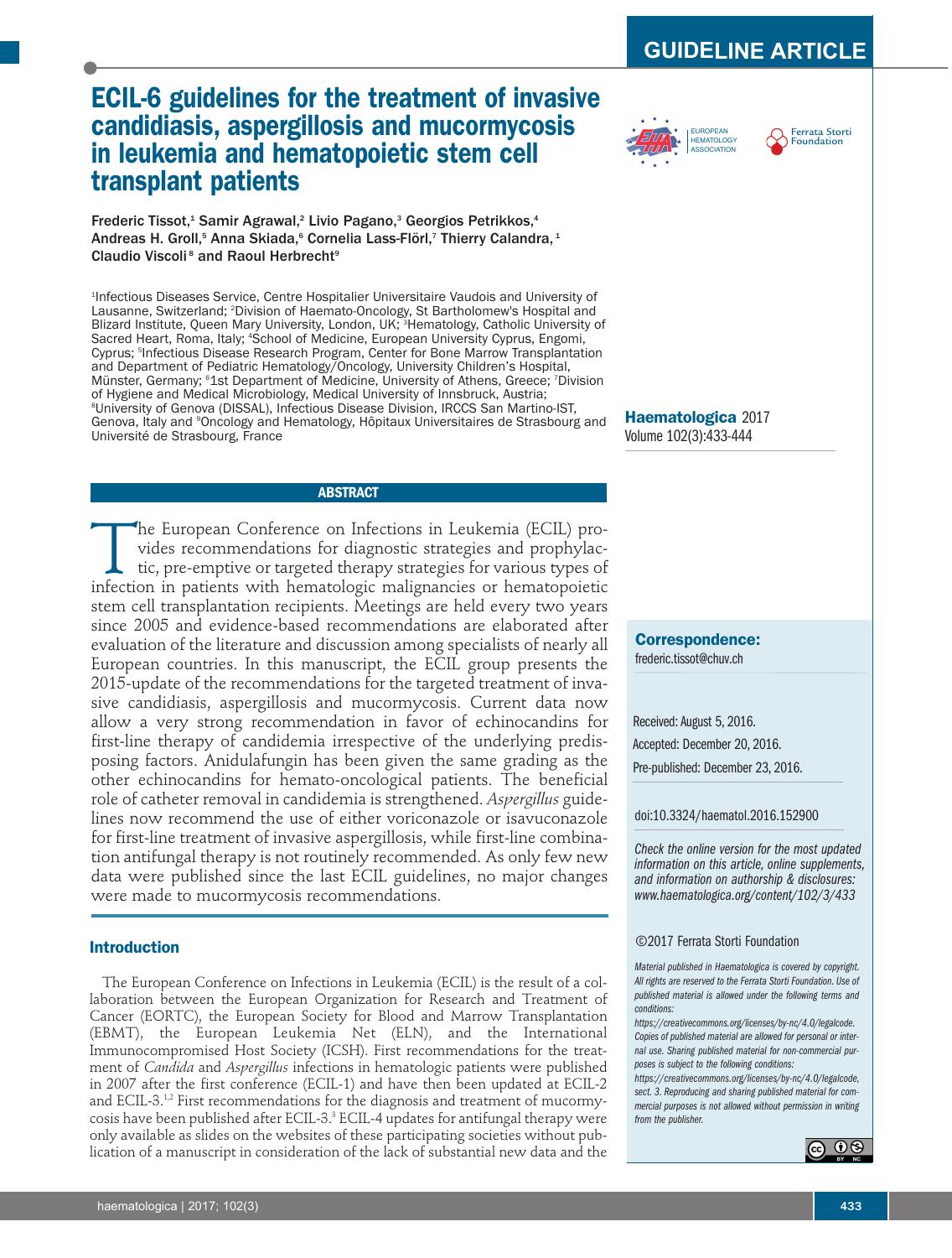GUIDELINE ARTICLE

# ECIL-6 guidelines for the treatment of invasive candidiasis, aspergillosis and mucormycosis in leukemia and hematopoietic stem cell transplant patients

**Frederic Tissot,[1] Samir Agrawal,[2] Livio Pagano,[3] Georgios Petrikkos,[4] Andreas H. Groll,[5] Anna Skiada,[6] Cornelia Lass-Flörl,[7] Thierry Calandra,[1] Claudio Viscoli[8] and Raoul Herbrecht[9]**

[1]Infectious Diseases Service, Centre Hospitalier Universitaire Vaudois and University of Lausanne, Switzerland; [2]Division of Haemato-Oncology, St Bartholomew's Hospital and Blizard Institute, Queen Mary University, London, UK; [3]Hematology, Catholic University of Sacred Heart, Roma, Italy; [4]School of Medicine, European University Cyprus, Engomi, Cyprus; [5]Infectious Disease Research Program, Center for Bone Marrow Transplantation and Department of Pediatric Hematology/Oncology, University Children's Hospital, Münster, Germany; [6]1st Department of Medicine, University of Athens, Greece; [7]Division of Hygiene and Medical Microbiology, Medical University of Innsbruck, Austria; [8]University of Genova (DISSAL), Infectious Disease Division, IRCCS San Martino-IST, Genova, Italy and [9]Oncology and Hematology, Hôpitaux Universitaires de Strasbourg and Université de Strasbourg, France

**Haematologica** 2017
Volume 102(3):433-444

## ABSTRACT

The European Conference on Infections in Leukemia (ECIL) provides recommendations for diagnostic strategies and prophylactic, pre-emptive or targeted therapy strategies for various types of infection in patients with hematologic malignancies or hematopoietic stem cell transplantation recipients. Meetings are held every two years since 2005 and evidence-based recommendations are elaborated after evaluation of the literature and discussion among specialists of nearly all European countries. In this manuscript, the ECIL group presents the 2015-update of the recommendations for the targeted treatment of invasive candidiasis, aspergillosis and mucormycosis. Current data now allow a very strong recommendation in favor of echinocandins for first-line therapy of candidemia irrespective of the underlying predisposing factors. Anidulafungin has been given the same grading as the other echinocandins for hemato-oncological patients. The beneficial role of catheter removal in candidemia is strengthened. *Aspergillus* guidelines now recommend the use of either voriconazole or isavuconazole for first-line treatment of invasive aspergillosis, while first-line combination antifungal therapy is not routinely recommended. As only few new data were published since the last ECIL guidelines, no major changes were made to mucormycosis recommendations.

**Correspondence:**
frederic.tissot@chuv.ch

Received: August 5, 2016.
Accepted: December 20, 2016.
Pre-published: December 23, 2016.

doi:10.3324/haematol.2016.152900

*Check the online version for the most updated information on this article, online supplements, and information on authorship & disclosures: www.haematologica.org/content/102/3/433*

©2017 Ferrata Storti Foundation

*Material published in Haematologica is covered by copyright. All rights are reserved to the Ferrata Storti Foundation. Use of published material is allowed under the following terms and conditions: https://creativecommons.org/licenses/by-nc/4.0/legalcode. Copies of published material are allowed for personal or internal use. Sharing published material for non-commercial purposes is subject to the following conditions: https://creativecommons.org/licenses/by-nc/4.0/legalcode, sect. 3. Reproducing and sharing published material for commercial purposes is not allowed without permission in writing from the publisher.*

## Introduction

The European Conference on Infections in Leukemia (ECIL) is the result of a collaboration between the European Organization for Research and Treatment of Cancer (EORTC), the European Society for Blood and Marrow Transplantation (EBMT), the European Leukemia Net (ELN), and the International Immunocompromised Host Society (ICSH). First recommendations for the treatment of *Candida* and *Aspergillus* infections in hematologic patients were published in 2007 after the first conference (ECIL-1) and have then been updated at ECIL-2 and ECIL-3.[1,2] First recommendations for the diagnosis and treatment of mucormycosis have been published after ECIL-3.[3] ECIL-4 updates for antifungal therapy were only available as slides on the websites of these participating societies without publication of a manuscript in consideration of the lack of substantial new data and the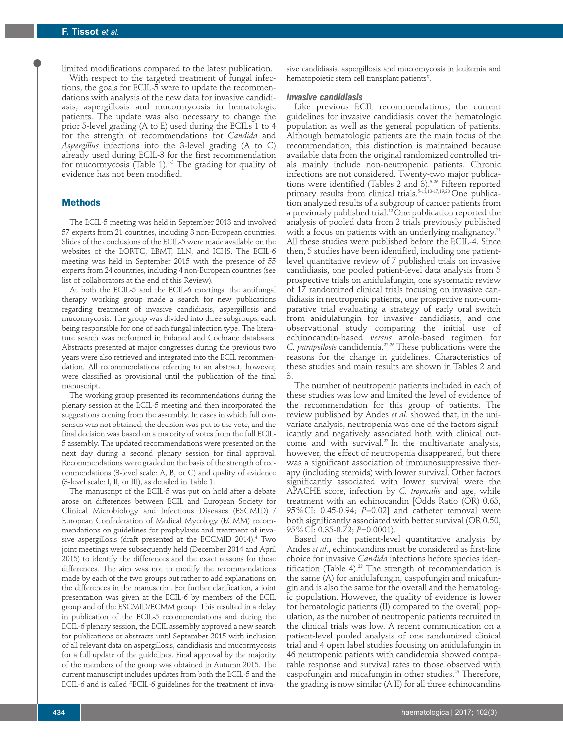limited modifications compared to the latest publication.

With respect to the targeted treatment of fungal infections, the goals for ECIL-5 were to update the recommendations with analysis of the new data for invasive candidiasis, aspergillosis and mucormycosis in hematologic patients. The update was also necessary to change the prior 5-level grading (A to E) used during the ECILs 1 to 4 for the strength of recommendations for *Candida* and *Aspergillus* infections into the 3-level grading (A to C) already used during ECIL-3 for the first recommendation for mucormycosis (Table 1).[1-3] The grading for quality of evidence has not been modified.

## Methods

The ECIL-5 meeting was held in September 2013 and involved 57 experts from 21 countries, including 3 non-European countries. Slides of the conclusions of the ECIL-5 were made available on the websites of the EORTC, EBMT, ELN, and ICHS. The ECIL-6 meeting was held in September 2015 with the presence of 55 experts from 24 countries, including 4 non-European countries (see list of collaborators at the end of this Review).

At both the ECIL-5 and the ECIL-6 meetings, the antifungal therapy working group made a search for new publications regarding treatment of invasive candidiasis, aspergillosis and mucormycosis. The group was divided into three subgroups, each being responsible for one of each fungal infection type. The literature search was performed in Pubmed and Cochrane databases. Abstracts presented at major congresses during the previous two years were also retrieved and integrated into the ECIL recommendation. All recommendations referring to an abstract, however, were classified as provisional until the publication of the final manuscript.

The working group presented its recommendations during the plenary session at the ECIL-5 meeting and then incorporated the suggestions coming from the assembly. In cases in which full consensus was not obtained, the decision was put to the vote, and the final decision was based on a majority of votes from the full ECIL-5 assembly. The updated recommendations were presented on the next day during a second plenary session for final approval. Recommendations were graded on the basis of the strength of recommendations (3-level scale: A, B, or C) and quality of evidence (3-level scale: I, II, or III), as detailed in Table 1.

The manuscript of the ECIL-5 was put on hold after a debate arose on differences between ECIL and European Society for Clinical Microbiology and Infectious Diseases (ESCMID) / European Confederation of Medical Mycology (ECMM) recommendations on guidelines for prophylaxis and treatment of invasive aspergillosis (draft presented at the ECCMID 2014).[4] Two joint meetings were subsequently held (December 2014 and April 2015) to identify the differences and the exact reasons for these differences. The aim was not to modify the recommendations made by each of the two groups but rather to add explanations on the differences in the manuscript. For further clarification, a joint presentation was given at the ECIL-6 by members of the ECIL group and of the ESCMID/ECMM group. This resulted in a delay in publication of the ECIL-5 recommendations and during the ECIL-6 plenary session, the ECIL assembly approved a new search for publications or abstracts until September 2015 with inclusion of all relevant data on aspergillosis, candidiasis and mucormycosis for a full update of the guidelines. Final approval by the majority of the members of the group was obtained in Autumn 2015. The current manuscript includes updates from both the ECIL-5 and the ECIL-6 and is called "ECIL-6 guidelines for the treatment of invasive candidiasis, aspergillosis and mucormycosis in leukemia and hematopoietic stem cell transplant patients".

### Invasive candidiasis

Like previous ECIL recommendations, the current guidelines for invasive candidiasis cover the hematologic population as well as the general population of patients. Although hematologic patients are the main focus of the recommendation, this distinction is maintained because available data from the original randomized controlled trials mainly include non-neutropenic patients. Chronic infections are not considered. Twenty-two major publications were identified (Tables 2 and 3).[5-26] Fifteen reported primary results from clinical trials.[5-11,13-17,19,20] One publication analyzed results of a subgroup of cancer patients from a previously published trial.[12] One publication reported the analysis of pooled data from 2 trials previously published with a focus on patients with an underlying malignancy.[21] All these studies were published before the ECIL-4. Since then, 5 studies have been identified, including one patient-level quantitative review of 7 published trials on invasive candidiasis, one pooled patient-level data analysis from 5 prospective trials on anidulafungin, one systematic review of 17 randomized clinical trials focusing on invasive candidiasis in neutropenic patients, one prospective non-comparative trial evaluating a strategy of early oral switch from anidulafungin for invasive candidiasis, and one observational study comparing the initial use of echinocandin-based *versus* azole-based regimen for *C. parapsilosis* candidemia.[22-26] These publications were the reasons for the change in guidelines. Characteristics of these studies and main results are shown in Tables 2 and 3.

The number of neutropenic patients included in each of these studies was low and limited the level of evidence of the recommendation for this group of patients. The review published by Andes *et al*. showed that, in the univariate analysis, neutropenia was one of the factors significantly and negatively associated both with clinical outcome and with survival.[22] In the multivariate analysis, however, the effect of neutropenia disappeared, but there was a significant association of immunosuppressive therapy (including steroids) with lower survival. Other factors significantly associated with lower survival were the APACHE score, infection by *C. tropicalis* and age, while treatment with an echinocandin [Odds Ratio (OR) 0.65, 95%CI: 0.45-0.94; $P$=0.02] and catheter removal were both significantly associated with better survival (OR 0.50, 95%CI: 0.35-0.72; $P$=0.0001).

Based on the patient-level quantitative analysis by Andes *et al*., echinocandins must be considered as first-line choice for invasive *Candida* infections before species identification (Table 4).[22] The strength of recommendation is the same (A) for anidulafungin, caspofungin and micafungin and is also the same for the overall and the hematologic population. However, the quality of evidence is lower for hematologic patients (II) compared to the overall population, as the number of neutropenic patients recruited in the clinical trials was low. A recent communication on a patient-level pooled analysis of one randomized clinical trial and 4 open label studies focusing on anidulafungin in 46 neutropenic patients with candidemia showed comparable response and survival rates to those observed with caspofungin and micafungin in other studies.[25] Therefore, the grading is now similar (A II) for all three echinocandins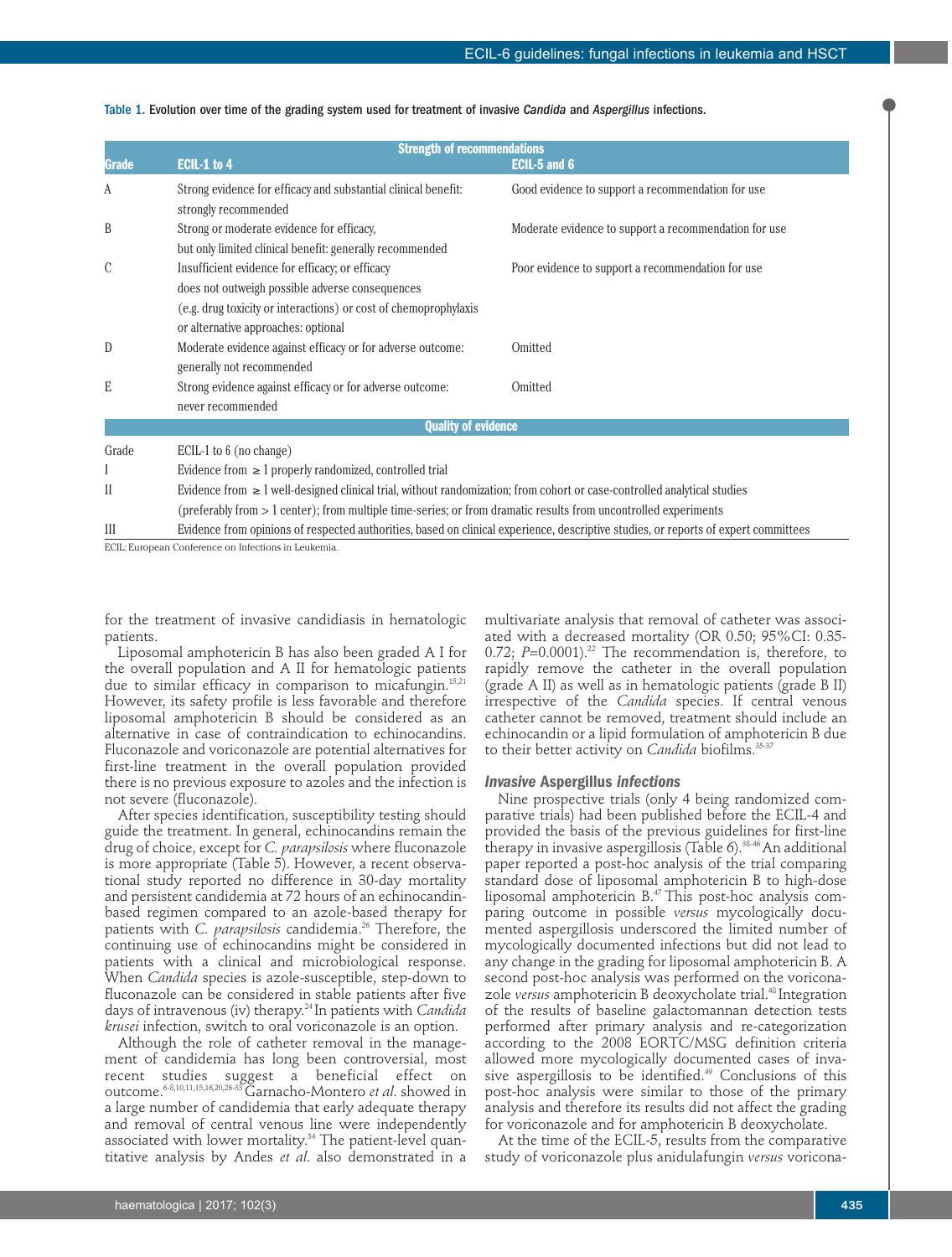Table 1. Evolution over time of the grading system used for treatment of invasive *Candida* and *Aspergillus* infections.

| Grade | Strength of recommendations ECIL-1 to 4 | ECIL-5 and 6 |
|---|---|---|
| A | Strong evidence for efficacy and substantial clinical benefit: strongly recommended | Good evidence to support a recommendation for use |
| B | Strong or moderate evidence for efficacy, but only limited clinical benefit: generally recommended | Moderate evidence to support a recommendation for use |
| C | Insufficient evidence for efficacy; or efficacy does not outweigh possible adverse consequences (e.g. drug toxicity or interactions) or cost of chemoprophylaxis or alternative approaches: optional | Poor evidence to support a recommendation for use |
| D | Moderate evidence against efficacy or for adverse outcome: generally not recommended | Omitted |
| E | Strong evidence against efficacy or for adverse outcome: never recommended | Omitted |

| Grade | Quality of evidence ECIL-1 to 6 (no change) |
|---|---|
| I | Evidence from ≥ 1 properly randomized, controlled trial |
| II | Evidence from ≥ 1 well-designed clinical trial, without randomization; from cohort or case-controlled analytical studies (preferably from > 1 center); from multiple time-series; or from dramatic results from uncontrolled experiments |
| III | Evidence from opinions of respected authorities, based on clinical experience, descriptive studies, or reports of expert committees |

ECIL: European Conference on Infections in Leukemia.

for the treatment of invasive candidiasis in hematologic patients.

Liposomal amphotericin B has also been graded A I for the overall population and A II for hematologic patients due to similar efficacy in comparison to micafungin.[15,21] However, its safety profile is less favorable and therefore liposomal amphotericin B should be considered as an alternative in case of contraindication to echinocandins. Fluconazole and voriconazole are potential alternatives for first-line treatment in the overall population provided there is no previous exposure to azoles and the infection is not severe (fluconazole).

After species identification, susceptibility testing should guide the treatment. In general, echinocandins remain the drug of choice, except for *C. parapsilosis* where fluconazole is more appropriate (Table 5). However, a recent observational study reported no difference in 30-day mortality and persistent candidemia at 72 hours of an echinocandin-based regimen compared to an azole-based therapy for patients with *C. parapsilosis* candidemia.[26] Therefore, the continuing use of echinocandins might be considered in patients with a clinical and microbiological response. When *Candida* species is azole-susceptible, step-down to fluconazole can be considered in stable patients after five days of intravenous (iv) therapy.[24] In patients with *Candida krusei* infection, switch to oral voriconazole is an option.

Although the role of catheter removal in the management of candidemia has long been controversial, most recent studies suggest a beneficial effect on outcome.[6-8,10,11,15,16,20,26-33] Garnacho-Montero *et al.* showed in a large number of candidemia that early adequate therapy and removal of central venous line were independently associated with lower mortality.[34] The patient-level quantitative analysis by Andes *et al*. also demonstrated in a multivariate analysis that removal of catheter was associated with a decreased mortality (OR 0.50; 95%CI: 0.35-0.72; $P$=0.0001).[22] The recommendation is, therefore, to rapidly remove the catheter in the overall population (grade A II) as well as in hematologic patients (grade B II) irrespective of the *Candida* species. If central venous catheter cannot be removed, treatment should include an echinocandin or a lipid formulation of amphotericin B due to their better activity on *Candida* biofilms.[35-37]

### *Invasive* Aspergillus *infections*

Nine prospective trials (only 4 being randomized comparative trials) had been published before the ECIL-4 and provided the basis of the previous guidelines for first-line therapy in invasive aspergillosis (Table 6).[38-46] An additional paper reported a post-hoc analysis of the trial comparing standard dose of liposomal amphotericin B to high-dose liposomal amphotericin B.[47] This post-hoc analysis comparing outcome in possible *versus* mycologically documented aspergillosis underscored the limited number of mycologically documented infections but did not lead to any change in the grading for liposomal amphotericin B. A second post-hoc analysis was performed on the voriconazole *versus* amphotericin B deoxycholate trial.[48] Integration of the results of baseline galactomannan detection tests performed after primary analysis and re-categorization according to the 2008 EORTC/MSG definition criteria allowed more mycologically documented cases of invasive aspergillosis to be identified.[49] Conclusions of this post-hoc analysis were similar to those of the primary analysis and therefore its results did not affect the grading for voriconazole and for amphotericin B deoxycholate.

At the time of the ECIL-5, results from the comparative study of voriconazole plus anidulafungin *versus* voricona-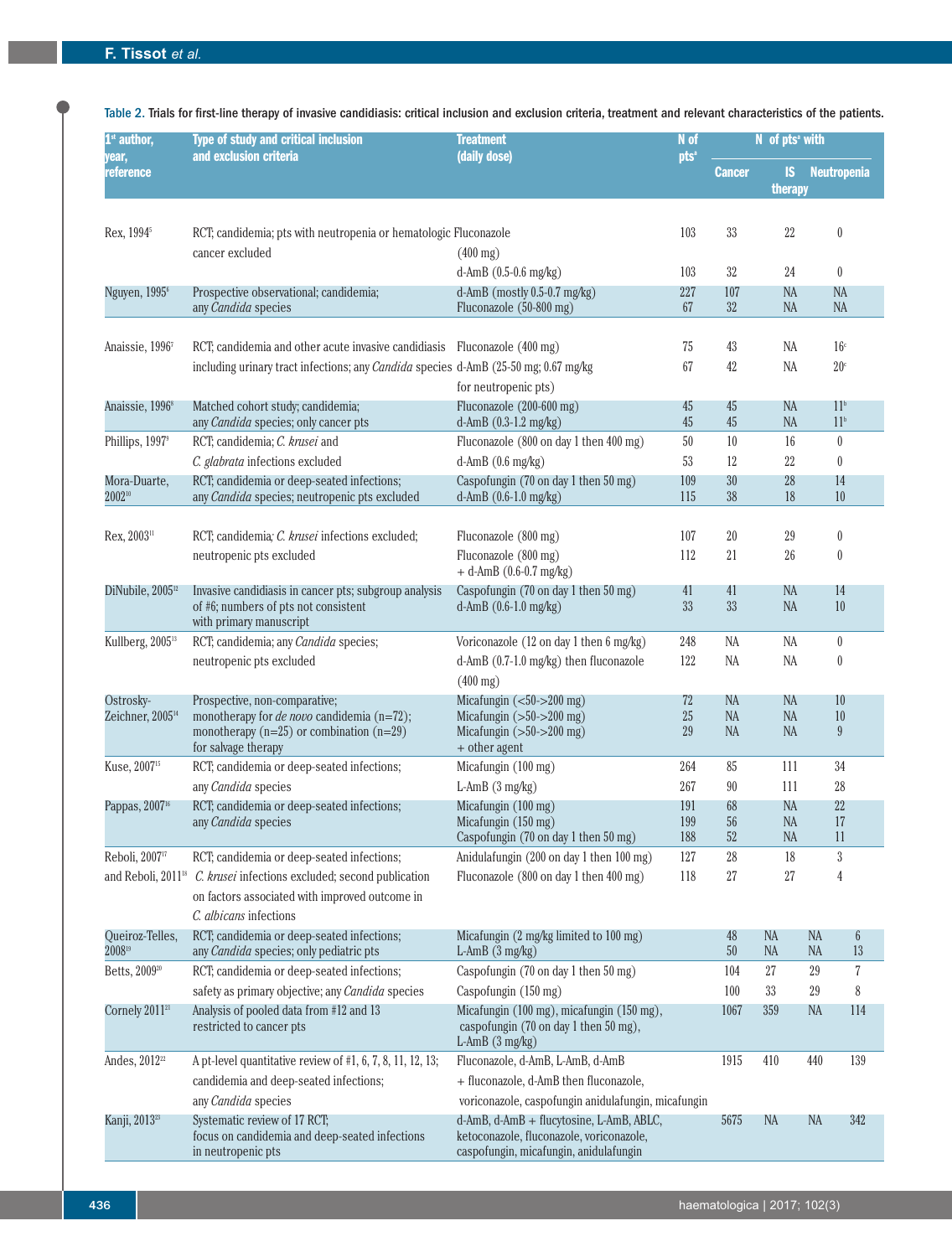Table 2. Trials for first-line therapy of invasive candidiasis: critical inclusion and exclusion criteria, treatment and relevant characteristics of the patients.

| 1st author, year, reference | Type of study and critical inclusion and exclusion criteria | Treatment (daily dose) | N of pts[a] | N of pts[a] with | | |
|---|---|---|---|---|---|---|
| | | | | Cancer | IS therapy | Neutropenia |
| Rex, 1994[5] | RCT; candidemia; pts with neutropenia or hematologic cancer excluded | Fluconazole (400 mg) | 103 | 33 | 22 | 0 |
| | | d-AmB (0.5-0.6 mg/kg) | 103 | 32 | 24 | 0 |
| Nguyen, 1995[6] | Prospective observational; candidemia; any *Candida* species | d-AmB (mostly 0.5-0.7 mg/kg) | 227 | 107 | NA | NA |
| | | Fluconazole (50-800 mg) | 67 | 32 | NA | NA |
| Anaissie, 1996[7] | RCT; candidemia and other acute invasive candidiasis including urinary tract infections; any *Candida* species | Fluconazole (400 mg) | 75 | 43 | NA | 16[c] |
| | | d-AmB (25-50 mg; 0.67 mg/kg for neutropenic pts) | 67 | 42 | NA | 20[c] |
| Anaissie, 1996[8] | Matched cohort study; candidemia; any *Candida* species; only cancer pts | Fluconazole (200-600 mg) | 45 | 45 | NA | 11[b] |
| | | d-AmB (0.3-1.2 mg/kg) | 45 | 45 | NA | 11[b] |
| Phillips, 1997[9] | RCT; candidemia; *C. krusei* and *C. glabrata* infections excluded | Fluconazole (800 on day 1 then 400 mg) | 50 | 10 | 16 | 0 |
| | | d-AmB (0.6 mg/kg) | 53 | 12 | 22 | 0 |
| Mora-Duarte, 2002[10] | RCT; candidemia or deep-seated infections; any *Candida* species; neutropenic pts excluded | Caspofungin (70 on day 1 then 50 mg) | 109 | 30 | 28 | 14 |
| | | d-AmB (0.6-1.0 mg/kg) | 115 | 38 | 18 | 10 |
| Rex, 2003[11] | RCT; candidemia; *C. krusei* infections excluded; neutropenic pts excluded | Fluconazole (800 mg) | 107 | 20 | 29 | 0 |
| | | Fluconazole (800 mg) + d-AmB (0.6-0.7 mg/kg) | 112 | 21 | 26 | 0 |
| DiNubile, 2005[12] | Invasive candidiasis in cancer pts; subgroup analysis of #6; numbers of pts not consistent with primary manuscript | Caspofungin (70 on day 1 then 50 mg) | 41 | 41 | NA | 14 |
| | | d-AmB (0.6-1.0 mg/kg) | 33 | 33 | NA | 10 |
| Kullberg, 2005[13] | RCT; candidemia; any *Candida* species; neutropenic pts excluded | Voriconazole (12 on day 1 then 6 mg/kg) | 248 | NA | NA | 0 |
| | | d-AmB (0.7-1.0 mg/kg) then fluconazole (400 mg) | 122 | NA | NA | 0 |
| Ostrosky-Zeichner, 2005[14] | Prospective, non-comparative; monotherapy for *de novo* candidemia (n=72); monotherapy (n=25) or combination (n=29) for salvage therapy | Micafungin (<50->200 mg) | 72 | NA | NA | 10 |
| | | Micafungin (>50->200 mg) | 25 | NA | NA | 10 |
| | | Micafungin (>50->200 mg) + other agent | 29 | NA | NA | 9 |
| Kuse, 2007[15] | RCT; candidemia or deep-seated infections; any *Candida* species | Micafungin (100 mg) | 264 | 85 | 111 | 34 |
| | | L-AmB (3 mg/kg) | 267 | 90 | 111 | 28 |
| Pappas, 2007[16] | RCT; candidemia or deep-seated infections; any *Candida* species | Micafungin (100 mg) | 191 | 68 | NA | 22 |
| | | Micafungin (150 mg) | 199 | 56 | NA | 17 |
| | | Caspofungin (70 on day 1 then 50 mg) | 188 | 52 | NA | 11 |
| Reboli, 2007[17] and Reboli, 2011[18] | RCT; candidemia or deep-seated infections; *C. krusei* infections excluded; second publication on factors associated with improved outcome in *C. albicans* infections | Anidulafungin (200 on day 1 then 100 mg) | 127 | 28 | 18 | 3 |
| | | Fluconazole (800 on day 1 then 400 mg) | 118 | 27 | 27 | 4 |
| Queiroz-Telles, 2008[19] | RCT; candidemia or deep-seated infections; any *Candida* species; only pediatric pts | Micafungin (2 mg/kg limited to 100 mg) | 48 | NA | NA | 6 |
| | | L-AmB (3 mg/kg) | 50 | NA | NA | 13 |
| Betts, 2009[20] | RCT; candidemia or deep-seated infections; safety as primary objective; any *Candida* species | Caspofungin (70 on day 1 then 50 mg) | 104 | 27 | 29 | 7 |
| | | Caspofungin (150 mg) | 100 | 33 | 29 | 8 |
| Cornely 2011[21] | Analysis of pooled data from #12 and 13 restricted to cancer pts | Micafungin (100 mg), micafungin (150 mg), caspofungin (70 on day 1 then 50 mg), L-AmB (3 mg/kg) | 1067 | 359 | NA | 114 |
| Andes, 2012[22] | A pt-level quantitative review of #1, 6, 7, 8, 11, 12, 13; candidemia and deep-seated infections; any *Candida* species | Fluconazole, d-AmB, L-AmB, d-AmB + fluconazole, d-AmB then fluconazole, voriconazole, caspofungin anidulafungin, micafungin | 1915 | 410 | 440 | 139 |
| Kanji, 2013[23] | Systematic review of 17 RCT; focus on candidemia and deep-seated infections in neutropenic pts | d-AmB, d-AmB + flucytosine, L-AmB, ABLC, ketoconazole, fluconazole, voriconazole, caspofungin, micafungin, anidulafungin | 5675 | NA | NA | 342 |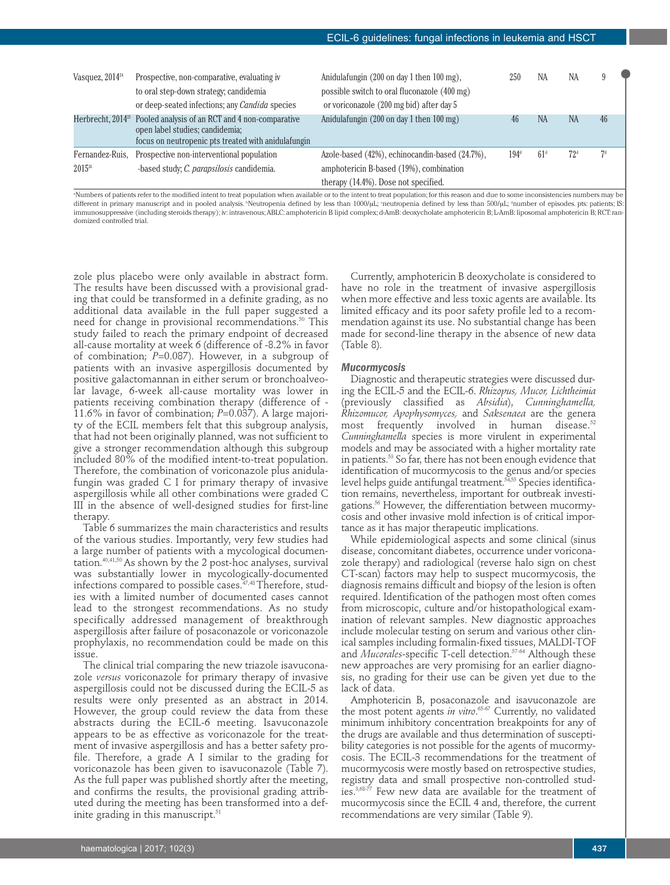| | | | | | | |
|---|---|---|---|---|---|---|
| Vasquez, 2014[34] | Prospective, non-comparative, evaluating iv to oral step-down strategy; candidemia or deep-seated infections; any *Candida* species | Anidulafungin (200 on day 1 then 100 mg), possible switch to oral fluconazole (400 mg) or voriconazole (200 mg bid) after day 5 | 250 | NA | NA | 9 |
| Herbrecht, 2014[35] | Pooled analysis of an RCT and 4 non-comparative open label studies; candidemia; focus on neutropenic pts treated with anidulafungin | Anidulafungin (200 on day 1 then 100 mg) | 46 | NA | NA | 46 |
| Fernandez-Ruis, 2015[36] | Prospective non-interventional population -based study; *C. parapsilosis* candidemia. | Azole-based (42%), echinocandin-based (24.7%), amphotericin B-based (19%), combination therapy (14.4%). Dose not specified. | 194[d] | 61[d] | 72[d] | 7[d] |

[a]Numbers of patients refer to the modified intent to treat population when available or to the intent to treat population; for this reason and due to some inconsistencies numbers may be different in primary manuscript and in pooled analysis. [b]Neutropenia defined by less than 1000/μL; [c]neutropenia defined by less than 500/μL; [d]number of episodes. pts: patients; IS: immunosuppressive (including steroids therapy); iv: intravenous; ABLC: amphotericin B lipid complex; d-AmB: deoxycholate amphotericin B; L-AmB: liposomal amphotericin B; RCT: randomized controlled trial.

zole plus placebo were only available in abstract form. The results have been discussed with a provisional grading that could be transformed in a definite grading, as no additional data available in the full paper suggested a need for change in provisional recommendations.[50] This study failed to reach the primary endpoint of decreased all-cause mortality at week 6 (difference of -8.2% in favor of combination; $P$=0.087). However, in a subgroup of patients with an invasive aspergillosis documented by positive galactomannan in either serum or bronchoalveolar lavage, 6-week all-cause mortality was lower in patients receiving combination therapy (difference of -11.6% in favor of combination; $P$=0.037). A large majority of the ECIL members felt that this subgroup analysis, that had not been originally planned, was not sufficient to give a stronger recommendation although this subgroup included 80% of the modified intent-to-treat population. Therefore, the combination of voriconazole plus anidulafungin was graded C I for primary therapy of invasive aspergillosis while all other combinations were graded C III in the absence of well-designed studies for first-line therapy.

Table 6 summarizes the main characteristics and results of the various studies. Importantly, very few studies had a large number of patients with a mycological documentation.[40,41,50] As shown by the 2 post-hoc analyses, survival was substantially lower in mycologically-documented infections compared to possible cases.[47,48] Therefore, studies with a limited number of documented cases cannot lead to the strongest recommendations. As no study specifically addressed management of breakthrough aspergillosis after failure of posaconazole or voriconazole prophylaxis, no recommendation could be made on this issue.

The clinical trial comparing the new triazole isavuconazole *versus* voriconazole for primary therapy of invasive aspergillosis could not be discussed during the ECIL-5 as results were only presented as an abstract in 2014. However, the group could review the data from these abstracts during the ECIL-6 meeting. Isavuconazole appears to be as effective as voriconazole for the treatment of invasive aspergillosis and has a better safety profile. Therefore, a grade A I similar to the grading for voriconazole has been given to isavuconazole (Table 7). As the full paper was published shortly after the meeting, and confirms the results, the provisional grading attributed during the meeting has been transformed into a definite grading in this manuscript.[51]

Currently, amphotericin B deoxycholate is considered to have no role in the treatment of invasive aspergillosis when more effective and less toxic agents are available. Its limited efficacy and its poor safety profile led to a recommendation against its use. No substantial change has been made for second-line therapy in the absence of new data (Table 8).

### *Mucormycosis*

Diagnostic and therapeutic strategies were discussed during the ECIL-5 and the ECIL-6. *Rhizopus, Mucor, Lichtheimia* (previously classified as *Absidia*), *Cunninghamella, Rhizomucor, Apophysomyces,* and *Saksenaea* are the genera most frequently involved in human disease.[52] *Cunninghamella* species is more virulent in experimental models and may be associated with a higher mortality rate in patients.[53] So far, there has not been enough evidence that identification of mucormycosis to the genus and/or species level helps guide antifungal treatment.[54,55] Species identification remains, nevertheless, important for outbreak investigations.[56] However, the differentiation between mucormycosis and other invasive mold infection is of critical importance as it has major therapeutic implications.

While epidemiological aspects and some clinical (sinus disease, concomitant diabetes, occurrence under voriconazole therapy) and radiological (reverse halo sign on chest CT-scan) factors may help to suspect mucormycosis, the diagnosis remains difficult and biopsy of the lesion is often required. Identification of the pathogen most often comes from microscopic, culture and/or histopathological examination of relevant samples. New diagnostic approaches include molecular testing on serum and various other clinical samples including formalin-fixed tissues, MALDI-TOF and *Mucorales*-specific T-cell detection.[57-64] Although these new approaches are very promising for an earlier diagnosis, no grading for their use can be given yet due to the lack of data.

Amphotericin B, posaconazole and isavuconazole are the most potent agents *in vitro*.[65-67] Currently, no validated minimum inhibitory concentration breakpoints for any of the drugs are available and thus determination of susceptibility categories is not possible for the agents of mucormycosis. The ECIL-3 recommendations for the treatment of mucormycosis were mostly based on retrospective studies, registry data and small prospective non-controlled studies.[3,68-77] Few new data are available for the treatment of mucormycosis since the ECIL 4 and, therefore, the current recommendations are very similar (Table 9).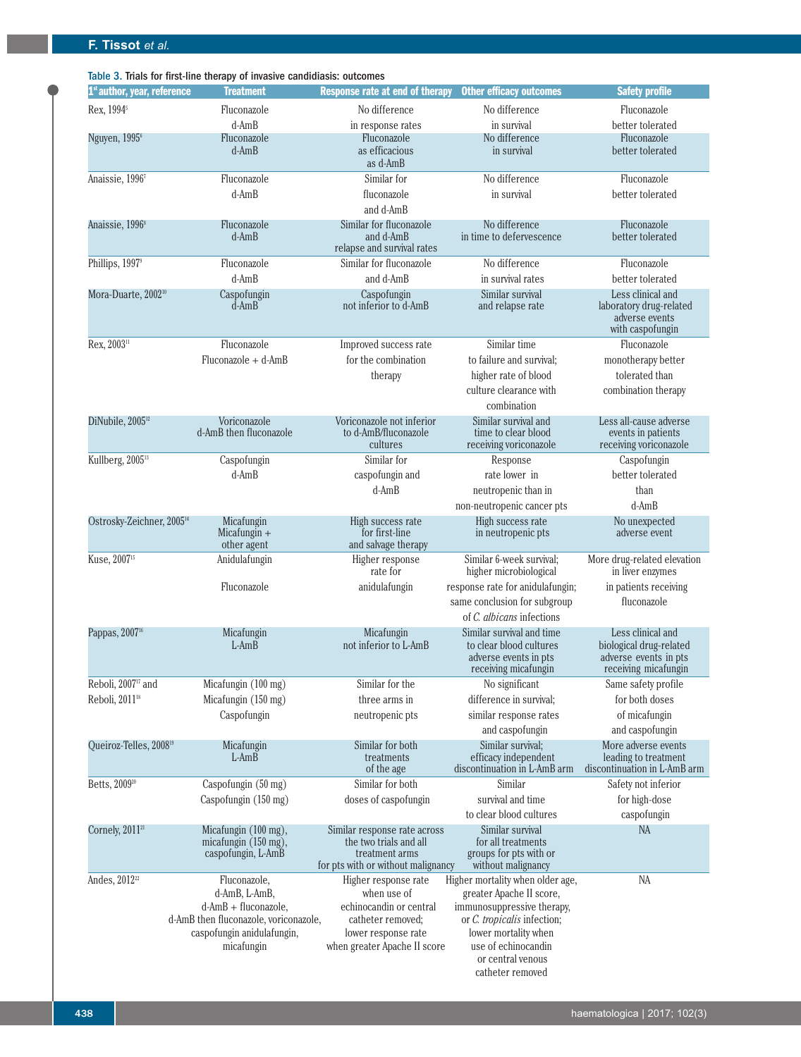Table 3. Trials for first-line therapy of invasive candidiasis: outcomes

| 1st author, year, reference | Treatment | Response rate at end of therapy | Other efficacy outcomes | Safety profile |
|---|---|---|---|---|
| Rex, 1994[5] | Fluconazole d-AmB | No difference in response rates | No difference in survival | Fluconazole better tolerated |
| Nguyen, 1995[6] | Fluconazole d-AmB | Fluconazole as efficacious as d-AmB | No difference in survival | Fluconazole better tolerated |
| Anaissie, 1996[7] | Fluconazole d-AmB | Similar for fluconazole and d-AmB | No difference in survival | Fluconazole better tolerated |
| Anaissie, 1996[8] | Fluconazole d-AmB | Similar for fluconazole and d-AmB relapse and survival rates | No difference in time to defervescence | Fluconazole better tolerated |
| Phillips, 1997[9] | Fluconazole d-AmB | Similar for fluconazole and d-AmB | No difference in survival rates | Fluconazole better tolerated |
| Mora-Duarte, 2002[10] | Caspofungin d-AmB | Caspofungin not inferior to d-AmB | Similar survival and relapse rate | Less clinical and laboratory drug-related adverse events with caspofungin |
| Rex, 2003[11] | Fluconazole Fluconazole + d-AmB | Improved success rate for the combination therapy | Similar time to failure and survival; higher rate of blood culture clearance with combination | Fluconazole monotherapy better tolerated than combination therapy |
| DiNubile, 2005[12] | Voriconazole d-AmB then fluconazole | Voriconazole not inferior to d-AmB/fluconazole cultures | Similar survival and time to clear blood receiving voriconazole | Less all-cause adverse events in patients receiving voriconazole |
| Kullberg, 2005[13] | Caspofungin d-AmB | Similar for caspofungin and d-AmB | Response rate lower in neutropenic than in non-neutropenic cancer pts | Caspofungin better tolerated than d-AmB |
| Ostrosky-Zeichner, 2005[14] | Micafungin Micafungin + other agent | High success rate for first-line and salvage therapy | High success rate in neutropenic pts | No unexpected adverse event |
| Kuse, 2007[15] | Anidulafungin Fluconazole | Higher response rate for anidulafungin | Similar 6-week survival; higher microbiological response rate for anidulafungin; same conclusion for subgroup of *C. albicans* infections | More drug-related elevation in liver enzymes in patients receiving fluconazole |
| Pappas, 2007[16] | Micafungin L-AmB | Micafungin not inferior to L-AmB | Similar survival and time to clear blood cultures adverse events in pts receiving micafungin | Less clinical and biological drug-related adverse events in pts receiving micafungin |
| Reboli, 2007[17] and Reboli, 2011[18] | Micafungin (100 mg) Micafungin (150 mg) Caspofungin | Similar for the three arms in neutropenic pts | No significant difference in survival; similar response rates and caspofungin | Same safety profile for both doses of micafungin and caspofungin |
| Queiroz-Telles, 2008[19] | Micafungin L-AmB | Similar for both treatments of the age | Similar survival; efficacy independent discontinuation in L-AmB arm | More adverse events leading to treatment discontinuation in L-AmB arm |
| Betts, 2009[20] | Caspofungin (50 mg) Caspofungin (150 mg) | Similar for both doses of caspofungin | Similar survival and time to clear blood cultures | Safety not inferior for high-dose caspofungin |
| Cornely, 2011[21] | Micafungin (100 mg), micafungin (150 mg), caspofungin, L-AmB | Similar response rate across the two trials and all treatment arms for pts with or without malignancy | Similar survival for all treatments groups for pts with or without malignancy | NA |
| Andes, 2012[22] | Fluconazole, d-AmB, L-AmB, d-AmB + fluconazole, d-AmB then fluconazole, voriconazole, caspofungin anidulafungin, micafungin | Higher response rate when use of echinocandin or central catheter removed; lower response rate when greater Apache II score | Higher mortality when older age, greater Apache II score, immunosuppressive therapy, or *C. tropicalis* infection; lower mortality when use of echinocandin or central venous catheter removed | NA |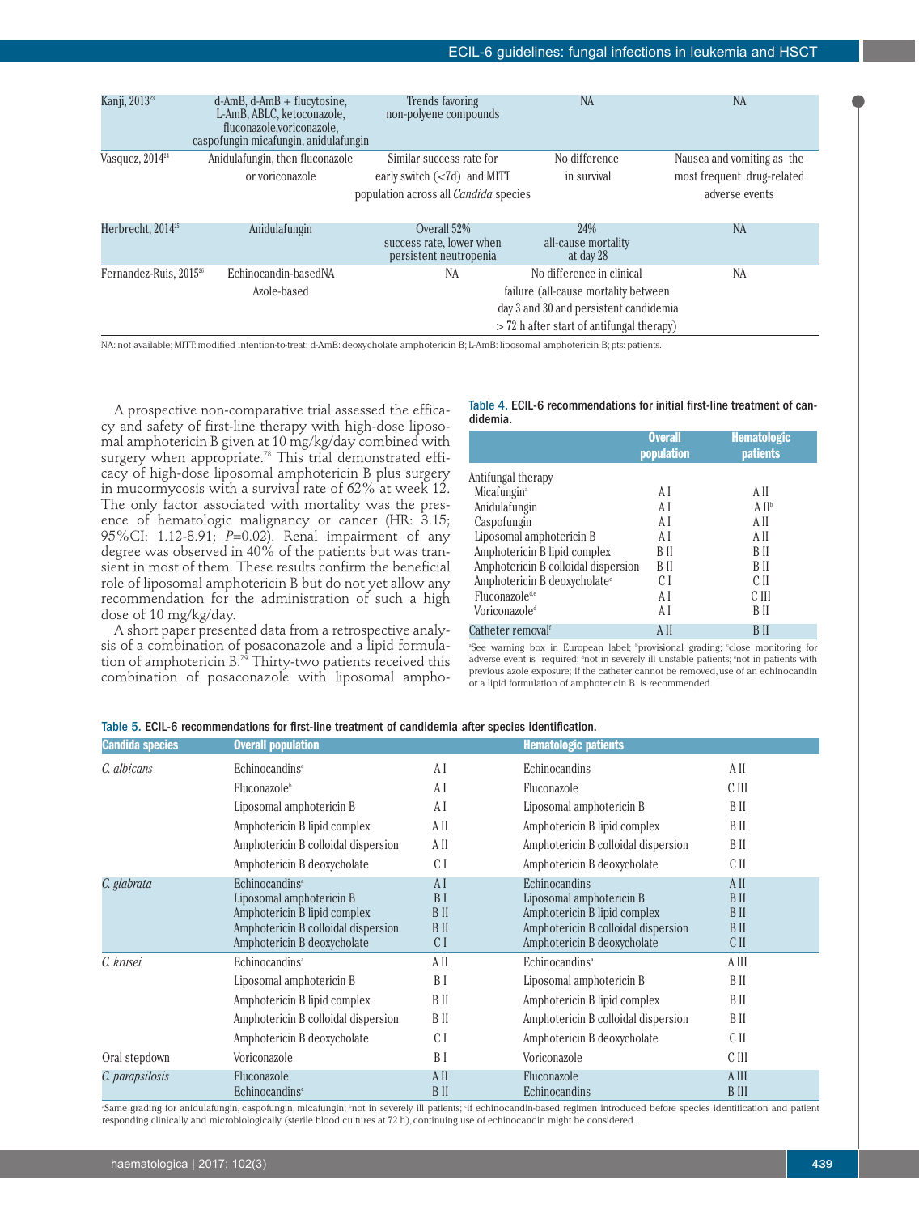| | | | | |
|---|---|---|---|---|
| Kanji, 2013[23] | d-AmB, d-AmB + flucytosine, L-AmB, ABLC, ketoconazole, fluconazole,voriconazole, caspofungin micafungin, anidulafungin | Trends favoring non-polyene compounds | NA | NA |
| Vasquez, 2014[24] | Anidulafungin, then fluconazole or voriconazole | Similar success rate for early switch (<7d) and MITT population across all *Candida* species | No difference in survival | Nausea and vomiting as the most frequent drug-related adverse events |
| Herbrecht, 2014[25] | Anidulafungin | Overall 52% success rate, lower when persistent neutropenia | 24% all-cause mortality at day 28 | NA |
| Fernandez-Ruis, 2015[26] | Echinocandin-basedNA Azole-based | NA | No difference in clinical failure (all-cause mortality between day 3 and 30 and persistent candidemia > 72 h after start of antifungal therapy) | NA |

NA: not available; MITT: modified intention-to-treat; d-AmB: deoxycholate amphotericin B; L-AmB: liposomal amphotericin B; pts: patients.

A prospective non-comparative trial assessed the efficacy and safety of first-line therapy with high-dose liposomal amphotericin B given at 10 mg/kg/day combined with surgery when appropriate.[78] This trial demonstrated efficacy of high-dose liposomal amphotericin B plus surgery in mucormycosis with a survival rate of 62% at week 12. The only factor associated with mortality was the presence of hematologic malignancy or cancer (HR: 3.15; 95%CI: 1.12-8.91; *P*=0.02). Renal impairment of any degree was observed in 40% of the patients but was transient in most of them. These results confirm the beneficial role of liposomal amphotericin B but do not yet allow any recommendation for the administration of such a high dose of 10 mg/kg/day.

A short paper presented data from a retrospective analysis of a combination of posaconazole and a lipid formulation of amphotericin B.[79] Thirty-two patients received this combination of posaconazole with liposomal ampho-

**Table 4.** ECIL-6 recommendations for initial first-line treatment of candidemia.

| | Overall population | Hematologic patients |
|---|---|---|
| Antifungal therapy | | |
| Micafungin[a] | A I | A II |
| Anidulafungin | A I | A II[b] |
| Caspofungin | A I | A II |
| Liposomal amphotericin B | A I | A II |
| Amphotericin B lipid complex | B II | B II |
| Amphotericin B colloidal dispersion | B II | B II |
| Amphotericin B deoxycholate[c] | C I | C II |
| Fluconazole[d,e] | A I | C III |
| Voriconazole[d] | A I | B II |
| Catheter removal[f] | A II | B II |

[a]See warning box in European label; [b]provisional grading; [c]close monitoring for adverse event is required; [d]not in severely ill unstable patients; [e]not in patients with previous azole exposure; [f]if the catheter cannot be removed, use of an echinocandin or a lipid formulation of amphotericin B is recommended.

**Table 5.** ECIL-6 recommendations for first-line treatment of candidemia after species identification.

| Candida species | Overall population | | Hematologic patients | |
|---|---|---|---|---|
| *C. albicans* | Echinocandins[a] | A I | Echinocandins | A II |
| | Fluconazole[b] | A I | Fluconazole | C III |
| | Liposomal amphotericin B | A I | Liposomal amphotericin B | B II |
| | Amphotericin B lipid complex | A II | Amphotericin B lipid complex | B II |
| | Amphotericin B colloidal dispersion | A II | Amphotericin B colloidal dispersion | B II |
| | Amphotericin B deoxycholate | C I | Amphotericin B deoxycholate | C II |
| *C. glabrata* | Echinocandins[a] | A I | Echinocandins | A II |
| | Liposomal amphotericin B | B I | Liposomal amphotericin B | B II |
| | Amphotericin B lipid complex | B II | Amphotericin B lipid complex | B II |
| | Amphotericin B colloidal dispersion | B II | Amphotericin B colloidal dispersion | B II |
| | Amphotericin B deoxycholate | C I | Amphotericin B deoxycholate | C II |
| *C. krusei* | Echinocandins[a] | A II | Echinocandins[a] | A III |
| | Liposomal amphotericin B | B I | Liposomal amphotericin B | B II |
| | Amphotericin B lipid complex | B II | Amphotericin B lipid complex | B II |
| | Amphotericin B colloidal dispersion | B II | Amphotericin B colloidal dispersion | B II |
| | Amphotericin B deoxycholate | C I | Amphotericin B deoxycholate | C II |
| Oral stepdown | Voriconazole | B I | Voriconazole | C III |
| *C. parapsilosis* | Fluconazole | A II | Fluconazole | A III |
| | Echinocandins[c] | B II | Echinocandins | B III |

[a]Same grading for anidulafungin, caspofungin, micafungin; [b]not in severely ill patients; [c]if echinocandin-based regimen introduced before species identification and patient responding clinically and microbiologically (sterile blood cultures at 72 h), continuing use of echinocandin might be considered.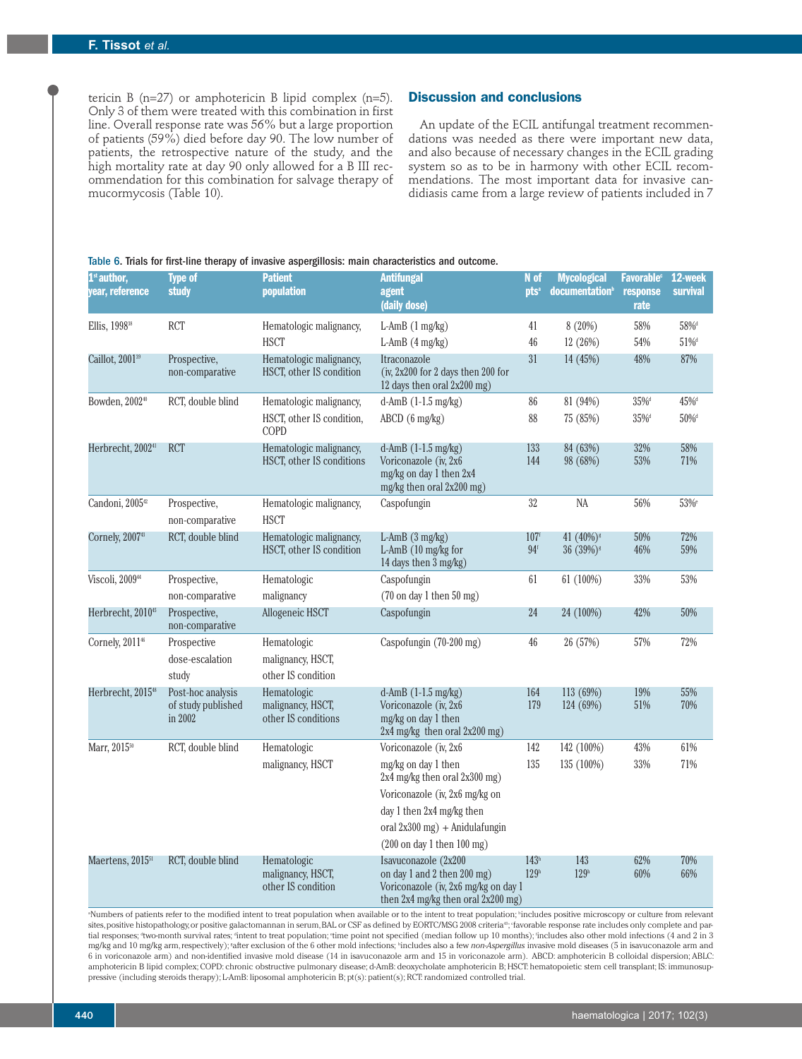tericin B (n=27) or amphotericin B lipid complex (n=5). Only 3 of them were treated with this combination in first line. Overall response rate was 56% but a large proportion of patients (59%) died before day 90. The low number of patients, the retrospective nature of the study, and the high mortality rate at day 90 only allowed for a B III recommendation for this combination for salvage therapy of mucormycosis (Table 10).

## Discussion and conclusions

An update of the ECIL antifungal treatment recommendations was needed as there were important new data, and also because of necessary changes in the ECIL grading system so as to be in harmony with other ECIL recommendations. The most important data for invasive candidiasis came from a large review of patients included in 7

Table 6. Trials for first-line therapy of invasive aspergillosis: main characteristics and outcome.

| 1st author, year, reference | Type of study | Patient population | Antifungal agent (daily dose) | N of pts[a] | Mycological documentation[b] | Favorable[c] response rate | 12-week survival |
|---|---|---|---|---|---|---|---|
| Ellis, 1998[38] | RCT | Hematologic malignancy, HSCT | L-AmB (1 mg/kg) | 41 | 8 (20%) | 58% | 58%[d] |
| | | | L-AmB (4 mg/kg) | 46 | 12 (26%) | 54% | 51%[d] |
| Caillot, 2001[39] | Prospective, non-comparative | Hematologic malignancy, HSCT, other IS condition | Itraconazole (iv, 2x200 for 2 days then 200 for 12 days then oral 2x200 mg) | 31 | 14 (45%) | 48% | 87% |
| Bowden, 2002[40] | RCT, double blind | Hematologic malignancy, | d-AmB (1-1.5 mg/kg) | 86 | 81 (94%) | 35%[e] | 45%[d] |
| | | HSCT, other IS condition, COPD | ABCD (6 mg/kg) | 88 | 75 (85%) | 35%[e] | 50%[d] |
| Herbrecht, 2002[41] | RCT | Hematologic malignancy, HSCT, other IS conditions | d-AmB (1-1.5 mg/kg) | 133 | 84 (63%) | 32% | 58% |
| | | | Voriconazole (iv, 2x6 mg/kg on day 1 then 2x4 mg/kg then oral 2x200 mg) | 144 | 98 (68%) | 53% | 71% |
| Candoni, 2005[42] | Prospective, non-comparative | Hematologic malignancy, HSCT | Caspofungin | 32 | NA | 56% | 53%[e] |
| Cornely, 2007[43] | RCT, double blind | Hematologic malignancy, HSCT, other IS condition | L-AmB (3 mg/kg) | 107[f] | 41 (40%)[g] | 50% | 72% |
| | | | L-AmB (10 mg/kg for 14 days then 3 mg/kg) | 94[f] | 36 (39%)[g] | 46% | 59% |
| Viscoli, 2009[44] | Prospective, non-comparative | Hematologic malignancy | Caspofungin (70 on day 1 then 50 mg) | 61 | 61 (100%) | 33% | 53% |
| Herbrecht, 2010[45] | Prospective, non-comparative | Allogeneic HSCT | Caspofungin | 24 | 24 (100%) | 42% | 50% |
| Cornely, 2011[46] | Prospective dose-escalation study | Hematologic malignancy, HSCT, other IS condition | Caspofungin (70-200 mg) | 46 | 26 (57%) | 57% | 72% |
| Herbrecht, 2015[48] | Post-hoc analysis of study published in 2002 | Hematologic malignancy, HSCT, other IS conditions | d-AmB (1-1.5 mg/kg) | 164 | 113 (69%) | 19% | 55% |
| | | | Voriconazole (iv, 2x6 mg/kg on day 1 then 2x4 mg/kg then oral 2x200 mg) | 179 | 124 (69%) | 51% | 70% |
| Marr, 2015[50] | RCT, double blind | Hematologic malignancy, HSCT | Voriconazole (iv, 2x6 mg/kg on day 1 then 2x4 mg/kg then oral 2x300 mg) | 142 | 142 (100%) | 43% | 61% |
| | | | Voriconazole (iv, 2x6 mg/kg on day 1 then 2x4 mg/kg then oral 2x300 mg) + Anidulafungin (200 on day 1 then 100 mg) | 135 | 135 (100%) | 33% | 71% |
| Maertens, 2015[51] | RCT, double blind | Hematologic malignancy, HSCT, other IS condition | Isavuconazole (2x200 on day 1 and 2 then 200 mg) | 143[h] | 143 | 62% | 70% |
| | | | Voriconazole (iv, 2x6 mg/kg on day 1 then 2x4 mg/kg then oral 2x200 mg) | 129[h] | 129[h] | 60% | 66% |

[a]Numbers of patients refer to the modified intent to treat population when available or to the intent to treat population; [b]includes positive microscopy or culture from relevant sites, positive histopathology, or positive galactomannan in serum, BAL or CSF as defined by EORTC/MSG 2008 criteria[49]; [c]favorable response rate includes only complete and partial responses; [d]two-month survival rates; [e]intent to treat population; [e]time point not specified (median follow up 10 months); [f]includes also other mold infections (4 and 2 in 3 mg/kg and 10 mg/kg arm, respectively); [g]after exclusion of the 6 other mold infections; [h]includes also a few *non-Aspergillus* invasive mold diseases (5 in isavuconazole arm and 6 in voriconazole arm) and non-identified invasive mold disease (14 in isavuconazole arm and 15 in voriconazole arm). ABCD: amphotericin B colloidal dispersion; ABLC: amphotericin B lipid complex; COPD: chronic obstructive pulmonary disease; d-AmB: deoxycholate amphotericin B; HSCT: hematopoietic stem cell transplant; IS: immunosuppressive (including steroids therapy); L-AmB: liposomal amphotericin B; pt(s): patient(s); RCT: randomized controlled trial.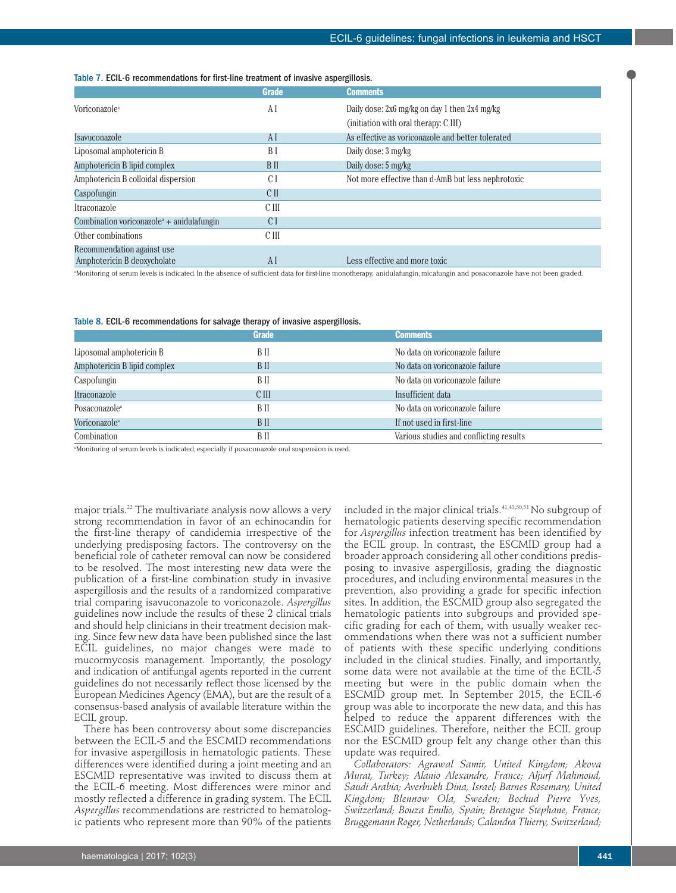Table 7. ECIL-6 recommendations for first-line treatment of invasive aspergillosis.

| | Grade | Comments |
|---|---|---|
| Voriconazole[a] | A I | Daily dose: 2x6 mg/kg on day 1 then 2x4 mg/kg (initiation with oral therapy: C III) |
| Isavuconazole | A I | As effective as voriconazole and better tolerated |
| Liposomal amphotericin B | B I | Daily dose: 3 mg/kg |
| Amphotericin B lipid complex | B II | Daily dose: 5 mg/kg |
| Amphotericin B colloidal dispersion | C I | Not more effective than d-AmB but less nephrotoxic |
| Caspofungin | C II | |
| Itraconazole | C III | |
| Combination voriconazole[a] + anidulafungin | C I | |
| Other combinations | C III | |
| Recommendation against use | | |
| Amphotericin B deoxycholate | A I | Less effective and more toxic |

[a]Monitoring of serum levels is indicated. In the absence of sufficient data for first-line monotherapy, anidulafungin, micafungin and posaconazole have not been graded.

Table 8. ECIL-6 recommendations for salvage therapy of invasive aspergillosis.

| | Grade | Comments |
|---|---|---|
| Liposomal amphotericin B | B II | No data on voriconazole failure |
| Amphotericin B lipid complex | B II | No data on voriconazole failure |
| Caspofungin | B II | No data on voriconazole failure |
| Itraconazole | C III | Insufficient data |
| Posaconazole[a] | B II | No data on voriconazole failure |
| Voriconazole[a] | B II | If not used in first-line |
| Combination | B II | Various studies and conflicting results |

[a]Monitoring of serum levels is indicated, especially if posaconazole oral suspension is used.

major trials.[22] The multivariate analysis now allows a very strong recommendation in favor of an echinocandin for the first-line therapy of candidemia irrespective of the underlying predisposing factors. The controversy on the beneficial role of catheter removal can now be considered to be resolved. The most interesting new data were the publication of a first-line combination study in invasive aspergillosis and the results of a randomized comparative trial comparing isavuconazole to voriconazole. *Aspergillus* guidelines now include the results of these 2 clinical trials and should help clinicians in their treatment decision making. Since few new data have been published since the last ECIL guidelines, no major changes were made to mucormycosis management. Importantly, the posology and indication of antifungal agents reported in the current guidelines do not necessarily reflect those licensed by the European Medicines Agency (EMA), but are the result of a consensus-based analysis of available literature within the ECIL group.

There has been controversy about some discrepancies between the ECIL-5 and the ESCMID recommendations for invasive aspergillosis in hematologic patients. These differences were identified during a joint meeting and an ESCMID representative was invited to discuss them at the ECIL-6 meeting. Most differences were minor and mostly reflected a difference in grading system. The ECIL *Aspergillus* recommendations are restricted to hematologic patients who represent more than 90% of the patients included in the major clinical trials.[41,43,50,51] No subgroup of hematologic patients deserving specific recommendation for *Aspergillus* infection treatment has been identified by the ECIL group. In contrast, the ESCMID group had a broader approach considering all other conditions predisposing to invasive aspergillosis, grading the diagnostic procedures, and including environmental measures in the prevention, also providing a grade for specific infection sites. In addition, the ESCMID group also segregated the hematologic patients into subgroups and provided specific grading for each of them, with usually weaker recommendations when there was not a sufficient number of patients with these specific underlying conditions included in the clinical studies. Finally, and importantly, some data were not available at the time of the ECIL-5 meeting but were in the public domain when the ESCMID group met. In September 2015, the ECIL-6 group was able to incorporate the new data, and this has helped to reduce the apparent differences with the ESCMID guidelines. Therefore, neither the ECIL group nor the ESCMID group felt any change other than this update was required.

*Collaborators: Agrawal Samir, United Kingdom; Akova Murat, Turkey; Alanio Alexandre, France; Aljurf Mahmoud, Saudi Arabia; Averbukh Dina, Israel; Barnes Rosemary, United Kingdom; Blennow Ola, Sweden; Bochud Pierre Yves, Switzerland; Bouza Emilio, Spain; Bretagne Stephane, France; Bruggemann Roger, Netherlands; Calandra Thierry, Switzerland;*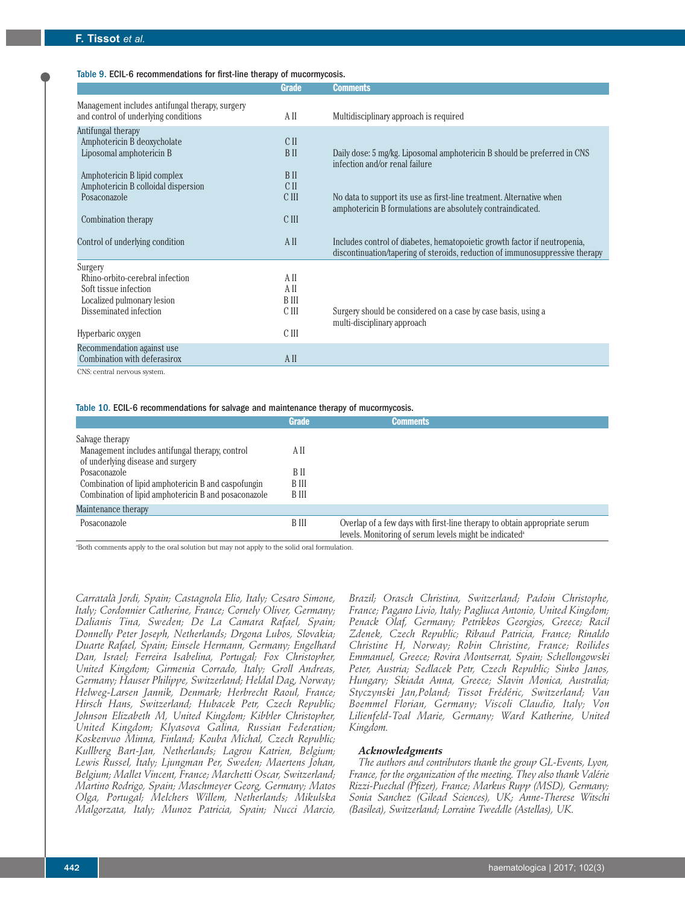Table 9. ECIL-6 recommendations for first-line therapy of mucormycosis.

| | Grade | Comments |
|---|---|---|
| Management includes antifungal therapy, surgery and control of underlying conditions | A II | Multidisciplinary approach is required |
| Antifungal therapy | | |
| Amphotericin B deoxycholate | C II | |
| Liposomal amphotericin B | B II | Daily dose: 5 mg/kg. Liposomal amphotericin B should be preferred in CNS infection and/or renal failure |
| Amphotericin B lipid complex | B II | |
| Amphotericin B colloidal dispersion | C II | |
| Posaconazole | C III | No data to support its use as first-line treatment. Alternative when amphotericin B formulations are absolutely contraindicated. |
| Combination therapy | C III | |
| Control of underlying condition | A II | Includes control of diabetes, hematopoietic growth factor if neutropenia, discontinuation/tapering of steroids, reduction of immunosuppressive therapy |
| Surgery | | |
| Rhino-orbito-cerebral infection | A II | |
| Soft tissue infection | A II | |
| Localized pulmonary lesion | B III | |
| Disseminated infection | C III | Surgery should be considered on a case by case basis, using a multi-disciplinary approach |
| Hyperbaric oxygen | C III | |
| Recommendation against use | | |
| Combination with deferasirox | A II | |

CNS: central nervous system.

Table 10. ECIL-6 recommendations for salvage and maintenance therapy of mucormycosis.

| | Grade | Comments |
|---|---|---|
| Salvage therapy | | |
| Management includes antifungal therapy, control of underlying disease and surgery | A II | |
| Posaconazole | B II | |
| Combination of lipid amphotericin B and caspofungin | B III | |
| Combination of lipid amphotericin B and posaconazole | B III | |
| Maintenance therapy | | |
| Posaconazole | B III | Overlap of a few days with first-line therapy to obtain appropriate serum levels. Monitoring of serum levels might be indicated[a] |

[a]Both comments apply to the oral solution but may not apply to the solid oral formulation.

*Carratalà Jordi, Spain; Castagnola Elio, Italy; Cesaro Simone, Italy; Cordonnier Catherine, France; Cornely Oliver, Germany; Dalianis Tina, Sweden; De La Camara Rafael, Spain; Donnelly Peter Joseph, Netherlands; Drgona Lubos, Slovakia; Duarte Rafael, Spain; Einsele Hermann, Germany; Engelhard Dan, Israel; Ferreira Isabelina, Portugal; Fox Christopher, United Kingdom; Girmenia Corrado, Italy; Groll Andreas, Germany; Hauser Philippe, Switzerland; Heldal Dag, Norway; Helweg-Larsen Jannik, Denmark; Herbrecht Raoul, France; Hirsch Hans, Switzerland; Hubacek Petr, Czech Republic; Johnson Elizabeth M, United Kingdom; Kibbler Christopher, United Kingdom; Klyasova Galina, Russian Federation; Koskenvuo Minna, Finland; Kouba Michal, Czech Republic; Kullberg Bart-Jan, Netherlands; Lagrou Katrien, Belgium; Lewis Russel, Italy; Ljungman Per, Sweden; Maertens Johan, Belgium; Mallet Vincent, France; Marchetti Oscar, Switzerland; Martino Rodrigo, Spain; Maschmeyer Georg, Germany; Matos Olga, Portugal; Melchers Willem, Netherlands; Mikulska Malgorzata, Italy; Munoz Patricia, Spain; Nucci Marcio, Brazil; Orasch Christina, Switzerland; Padoin Christophe, France; Pagano Livio, Italy; Pagliuca Antonio, United Kingdom; Penack Olaf, Germany; Petrikkos Georgios, Greece; Racil Zdenek, Czech Republic; Ribaud Patricia, France; Rinaldo Christine H, Norway; Robin Christine, France; Roilides Emmanuel, Greece; Rovira Montserrat, Spain; Schellongowski Peter, Austria; Sedlacek Petr, Czech Republic; Sinko Janos, Hungary; Skiada Anna, Greece; Slavin Monica, Australia; Styczynski Jan,Poland; Tissot Frédéric, Switzerland; Van Boemmel Florian, Germany; Viscoli Claudio, Italy; Von Lilienfeld-Toal Marie, Germany; Ward Katherine, United Kingdom.*

### *Acknowledgments*

The authors and contributors thank the group GL-Events, Lyon, France, for the organization of the meeting. They also thank Valérie Rizzi-Puechal (Pfizer), France; Markus Rupp (MSD), Germany; Sonia Sanchez (Gilead Sciences), UK; Anne-Therese Witschi (Basilea), Switzerland; Lorraine Tweddle (Astellas), UK.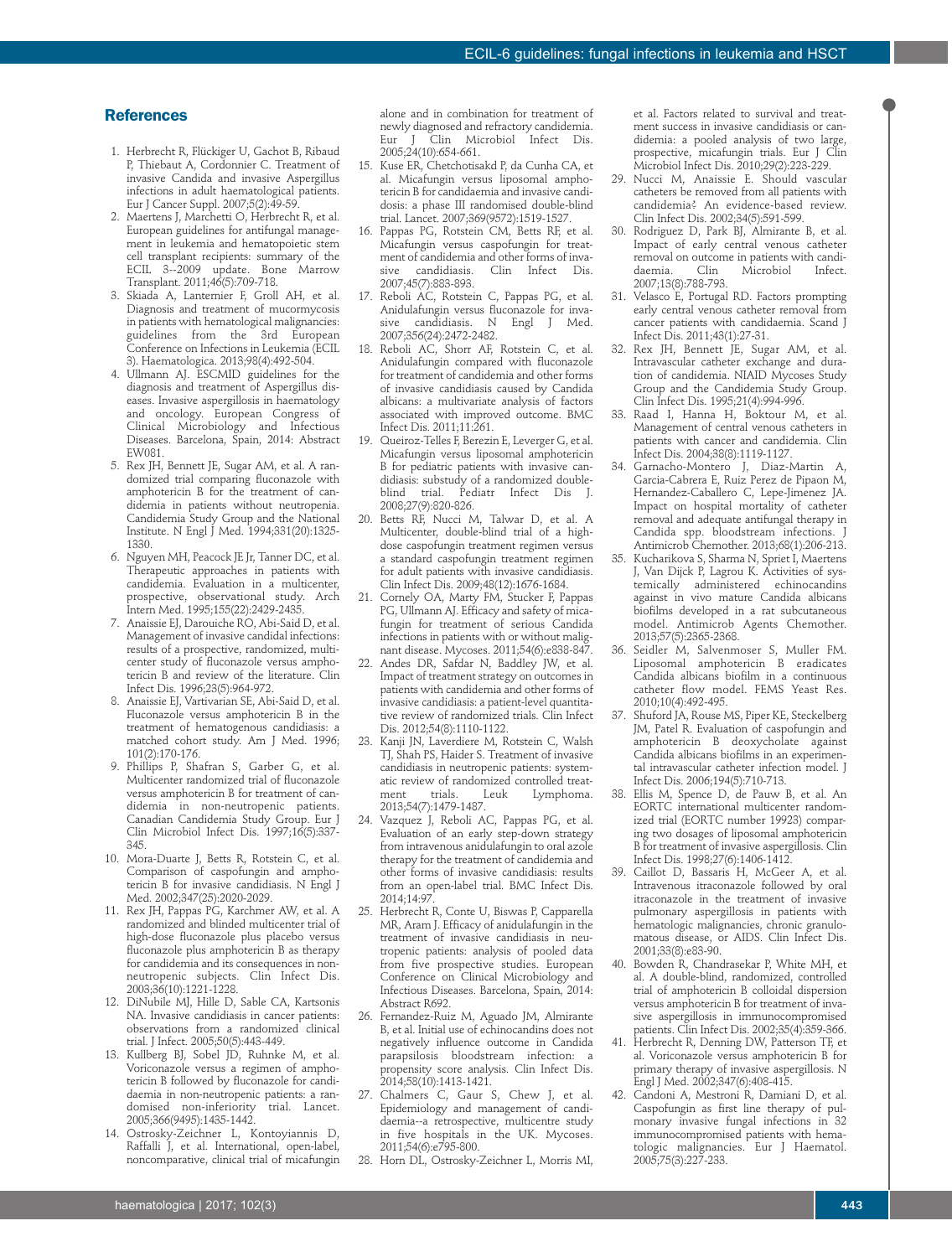## References

1. Herbrecht R, Flückiger U, Gachot B, Ribaud P, Thiebaut A, Cordonnier C. Treatment of invasive Candida and invasive Aspergillus infections in adult haematological patients. Eur J Cancer Suppl. 2007;5(2):49-59.
2. Maertens J, Marchetti O, Herbrecht R, et al. European guidelines for antifungal management in leukemia and hematopoietic stem cell transplant recipients: summary of the ECIL 3--2009 update. Bone Marrow Transplant. 2011;46(5):709-718.
3. Skiada A, Lanternier F, Groll AH, et al. Diagnosis and treatment of mucormycosis in patients with hematological malignancies: guidelines from the 3rd European Conference on Infections in Leukemia (ECIL 3). Haematologica. 2013;98(4):492-504.
4. Ullmann AJ. ESCMID guidelines for the diagnosis and treatment of Aspergillus diseases. Invasive aspergillosis in haematology and oncology. European Congress of Clinical Microbiology and Infectious Diseases. Barcelona, Spain, 2014: Abstract EW081.
5. Rex JH, Bennett JE, Sugar AM, et al. A randomized trial comparing fluconazole with amphotericin B for the treatment of candidemia in patients without neutropenia. Candidemia Study Group and the National Institute. N Engl J Med. 1994;331(20):1325-1330.
6. Nguyen MH, Peacock JE Jr, Tanner DC, et al. Therapeutic approaches in patients with candidemia. Evaluation in a multicenter, prospective, observational study. Arch Intern Med. 1995;155(22):2429-2435.
7. Anaissie EJ, Darouiche RO, Abi-Said D, et al. Management of invasive candidal infections: results of a prospective, randomized, multicenter study of fluconazole versus amphotericin B and review of the literature. Clin Infect Dis. 1996;23(5):964-972.
8. Anaissie EJ, Vartivarian SE, Abi-Said D, et al. Fluconazole versus amphotericin B in the treatment of hematogenous candidiasis: a matched cohort study. Am J Med. 1996; 101(2):170-176.
9. Phillips P, Shafran S, Garber G, et al. Multicenter randomized trial of fluconazole versus amphotericin B for treatment of candidemia in non-neutropenic patients. Canadian Candidemia Study Group. Eur J Clin Microbiol Infect Dis. 1997;16(5):337-345.
10. Mora-Duarte J, Betts R, Rotstein C, et al. Comparison of caspofungin and amphotericin B for invasive candidiasis. N Engl J Med. 2002;347(25):2020-2029.
11. Rex JH, Pappas PG, Karchmer AW, et al. A randomized and blinded multicenter trial of high-dose fluconazole plus placebo versus fluconazole plus amphotericin B as therapy for candidemia and its consequences in nonneutropenic subjects. Clin Infect Dis. 2003;36(10):1221-1228.
12. DiNubile MJ, Hille D, Sable CA, Kartsonis NA. Invasive candidiasis in cancer patients: observations from a randomized clinical trial. J Infect. 2005;50(5):443-449.
13. Kullberg BJ, Sobel JD, Ruhnke M, et al. Voriconazole versus a regimen of amphotericin B followed by fluconazole for candidaemia in non-neutropenic patients: a randomised non-inferiority trial. Lancet. 2005;366(9495):1435-1442.
14. Ostrosky-Zeichner L, Kontoyiannis D, Raffalli J, et al. International, open-label, noncomparative, clinical trial of micafungin alone and in combination for treatment of newly diagnosed and refractory candidemia. Eur J Clin Microbiol Infect Dis. 2005;24(10):654-661.
15. Kuse ER, Chetchotisakd P, da Cunha CA, et al. Micafungin versus liposomal amphotericin B for candidaemia and invasive candidosis: a phase III randomised double-blind trial. Lancet. 2007;369(9572):1519-1527.
16. Pappas PG, Rotstein CM, Betts RF, et al. Micafungin versus caspofungin for treatment of candidemia and other forms of invasive candidiasis. Clin Infect Dis. 2007;45(7):883-893.
17. Reboli AC, Rotstein C, Pappas PG, et al. Anidulafungin versus fluconazole for invasive candidiasis. N Engl J Med. 2007;356(24):2472-2482.
18. Reboli AC, Shorr AF, Rotstein C, et al. Anidulafungin compared with fluconazole for treatment of candidemia and other forms of invasive candidiasis caused by Candida albicans: a multivariate analysis of factors associated with improved outcome. BMC Infect Dis. 2011;11:261.
19. Queiroz-Telles F, Berezin E, Leverger G, et al. Micafungin versus liposomal amphotericin B for pediatric patients with invasive candidiasis: substudy of a randomized double-blind trial. Pediatr Infect Dis J. 2008;27(9):820-826.
20. Betts RF, Nucci M, Talwar D, et al. A Multicenter, double-blind trial of a high-dose caspofungin treatment regimen versus a standard caspofungin treatment regimen for adult patients with invasive candidiasis. Clin Infect Dis. 2009;48(12):1676-1684.
21. Cornely OA, Marty FM, Stucker F, Pappas PG, Ullmann AJ. Efficacy and safety of micafungin for treatment of serious Candida infections in patients with or without malignant disease. Mycoses. 2011;54(6):e838-847.
22. Andes DR, Safdar N, Baddley JW, et al. Impact of treatment strategy on outcomes in patients with candidemia and other forms of invasive candidiasis: a patient-level quantitative review of randomized trials. Clin Infect Dis. 2012;54(8):1110-1122.
23. Kanji JN, Laverdiere M, Rotstein C, Walsh TJ, Shah PS, Haider S. Treatment of invasive candidiasis in neutropenic patients: systematic review of randomized controlled treatment trials. Leuk Lymphoma. 2013;54(7):1479-1487.
24. Vazquez J, Reboli AC, Pappas PG, et al. Evaluation of an early step-down strategy from intravenous anidulafungin to oral azole therapy for the treatment of candidemia and other forms of invasive candidiasis: results from an open-label trial. BMC Infect Dis. 2014;14:97.
25. Herbrecht R, Conte U, Biswas P, Capparella MR, Aram J. Efficacy of anidulafungin in the treatment of invasive candidiasis in neutropenic patients: analysis of pooled data from five prospective studies. European Conference on Clinical Microbiology and Infectious Diseases. Barcelona, Spain, 2014: Abstract R692.
26. Fernandez-Ruiz M, Aguado JM, Almirante B, et al. Initial use of echinocandins does not negatively influence outcome in Candida parapsilosis bloodstream infection: a propensity score analysis. Clin Infect Dis. 2014;58(10):1413-1421.
27. Chalmers C, Gaur S, Chew J, et al. Epidemiology and management of candidaemia--a retrospective, multicentre study in five hospitals in the UK. Mycoses. 2011;54(6):e795-800.
28. Horn DL, Ostrosky-Zeichner L, Morris MI, et al. Factors related to survival and treatment success in invasive candidiasis or candidemia: a pooled analysis of two large, prospective, micafungin trials. Eur J Clin Microbiol Infect Dis. 2010;29(2):223-229.
29. Nucci M, Anaissie E. Should vascular catheters be removed from all patients with candidemia? An evidence-based review. Clin Infect Dis. 2002;34(5):591-599.
30. Rodriguez D, Park BJ, Almirante B, et al. Impact of early central venous catheter removal on outcome in patients with candidaemia. Clin Microbiol Infect. 2007;13(8):788-793.
31. Velasco E, Portugal RD. Factors prompting early central venous catheter removal from cancer patients with candidaemia. Scand J Infect Dis. 2011;43(1):27-31.
32. Rex JH, Bennett JE, Sugar AM, et al. Intravascular catheter exchange and duration of candidemia. NIAID Mycoses Study Group and the Candidemia Study Group. Clin Infect Dis. 1995;21(4):994-996.
33. Raad I, Hanna H, Boktour M, et al. Management of central venous catheters in patients with cancer and candidemia. Clin Infect Dis. 2004;38(8):1119-1127.
34. Garnacho-Montero J, Diaz-Martin A, Garcia-Cabrera E, Ruiz Perez de Pipaon M, Hernandez-Caballero C, Lepe-Jimenez JA. Impact on hospital mortality of catheter removal and adequate antifungal therapy in Candida spp. bloodstream infections. J Antimicrob Chemother. 2013;68(1):206-213.
35. Kucharikova S, Sharma N, Spriet I, Maertens J, Van Dijck P, Lagrou K. Activities of systemically administered echinocandins against in vivo mature Candida albicans biofilms developed in a rat subcutaneous model. Antimicrob Agents Chemother. 2013;57(5):2365-2368.
36. Seidler M, Salvenmoser S, Muller FM. Liposomal amphotericin B eradicates Candida albicans biofilm in a continuous catheter flow model. FEMS Yeast Res. 2010;10(4):492-495.
37. Shuford JA, Rouse MS, Piper KE, Steckelberg JM, Patel R. Evaluation of caspofungin and amphotericin B deoxycholate against Candida albicans biofilms in an experimental intravascular catheter infection model. J Infect Dis. 2006;194(5):710-713.
38. Ellis M, Spence D, de Pauw B, et al. An EORTC international multicenter randomized trial (EORTC number 19923) comparing two dosages of liposomal amphotericin B for treatment of invasive aspergillosis. Clin Infect Dis. 1998;27(6):1406-1412.
39. Caillot D, Bassaris H, McGeer A, et al. Intravenous itraconazole followed by oral itraconazole in the treatment of invasive pulmonary aspergillosis in patients with hematologic malignancies, chronic granulomatous disease, or AIDS. Clin Infect Dis. 2001;33(8):e83-90.
40. Bowden R, Chandrasekar P, White MH, et al. A double-blind, randomized, controlled trial of amphotericin B colloidal dispersion versus amphotericin B for treatment of invasive aspergillosis in immunocompromised patients. Clin Infect Dis. 2002;35(4):359-366.
41. Herbrecht R, Denning DW, Patterson TF, et al. Voriconazole versus amphotericin B for primary therapy of invasive aspergillosis. N Engl J Med. 2002;347(6):408-415.
42. Candoni A, Mestroni R, Damiani D, et al. Caspofungin as first line therapy of pulmonary invasive fungal infections in 32 immunocompromised patients with hematologic malignancies. Eur J Haematol. 2005;75(3):227-233.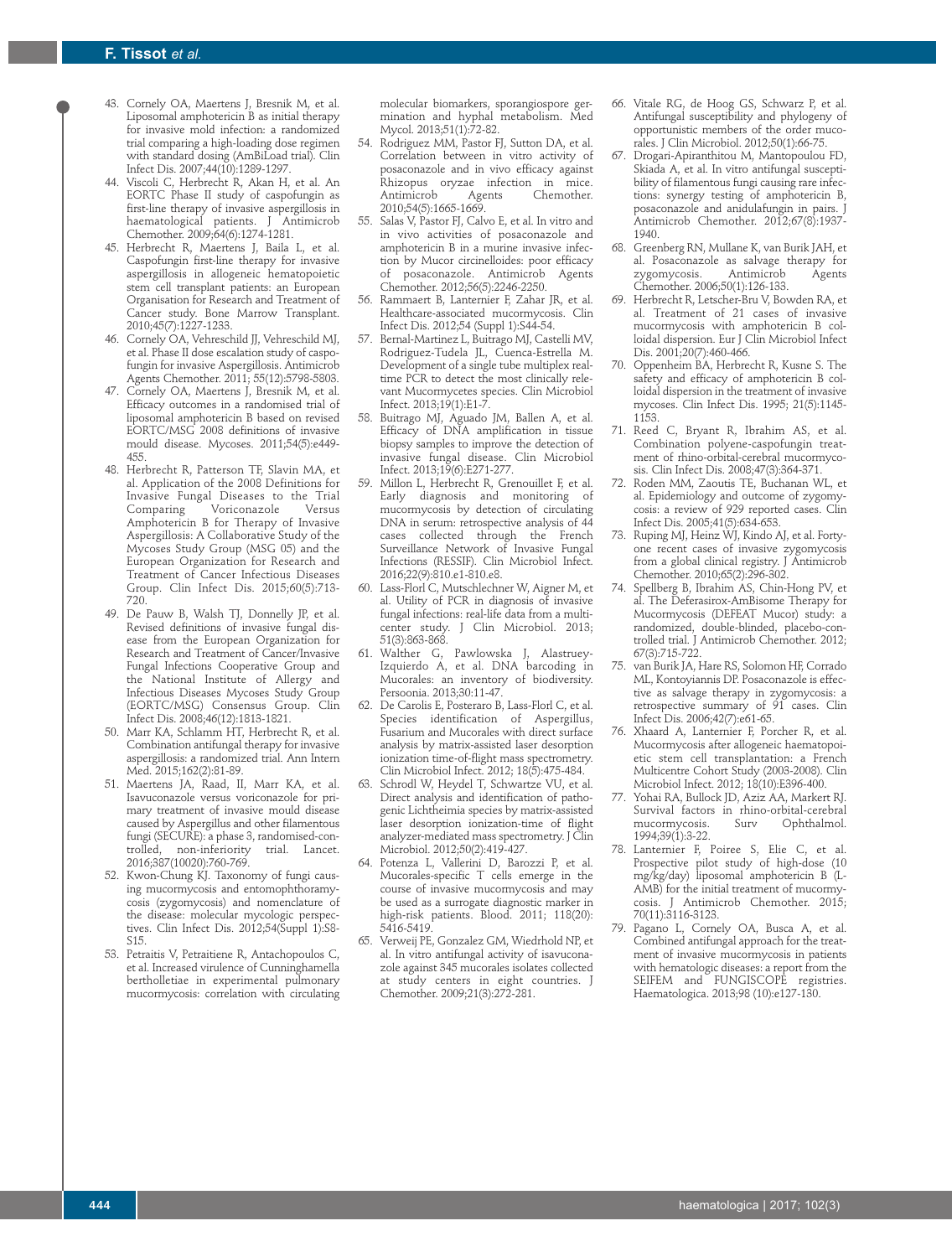43. Cornely OA, Maertens J, Bresnik M, et al. Liposomal amphotericin B as initial therapy for invasive mold infection: a randomized trial comparing a high-loading dose regimen with standard dosing (AmBiLoad trial). Clin Infect Dis. 2007;44(10):1289-1297.
44. Viscoli C, Herbrecht R, Akan H, et al. An EORTC Phase II study of caspofungin as first-line therapy of invasive aspergillosis in haematological patients. J Antimicrob Chemother. 2009;64(6):1274-1281.
45. Herbrecht R, Maertens J, Baila L, et al. Caspofungin first-line therapy for invasive aspergillosis in allogeneic hematopoietic stem cell transplant patients: an European Organisation for Research and Treatment of Cancer study. Bone Marrow Transplant. 2010;45(7):1227-1233.
46. Cornely OA, Vehreschild JJ, Vehreschild MJ, et al. Phase II dose escalation study of caspofungin for invasive Aspergillosis. Antimicrob Agents Chemother. 2011; 55(12):5798-5803.
47. Cornely OA, Maertens J, Bresnik M, et al. Efficacy outcomes in a randomised trial of liposomal amphotericin B based on revised EORTC/MSG 2008 definitions of invasive mould disease. Mycoses. 2011;54(5):e449-455.
48. Herbrecht R, Patterson TF, Slavin MA, et al. Application of the 2008 Definitions for Invasive Fungal Diseases to the Trial Comparing Voriconazole Versus Amphotericin B for Therapy of Invasive Aspergillosis: A Collaborative Study of the Mycoses Study Group (MSG 05) and the European Organization for Research and Treatment of Cancer Infectious Diseases Group. Clin Infect Dis. 2015;60(5):713-720.
49. De Pauw B, Walsh TJ, Donnelly JP, et al. Revised definitions of invasive fungal disease from the European Organization for Research and Treatment of Cancer/Invasive Fungal Infections Cooperative Group and the National Institute of Allergy and Infectious Diseases Mycoses Study Group (EORTC/MSG) Consensus Group. Clin Infect Dis. 2008;46(12):1813-1821.
50. Marr KA, Schlamm HT, Herbrecht R, et al. Combination antifungal therapy for invasive aspergillosis: a randomized trial. Ann Intern Med. 2015;162(2):81-89.
51. Maertens JA, Raad, II, Marr KA, et al. Isavuconazole versus voriconazole for primary treatment of invasive mould disease caused by Aspergillus and other filamentous fungi (SECURE): a phase 3, randomised-controlled, non-inferiority trial. Lancet. 2016;387(10020):760-769.
52. Kwon-Chung KJ. Taxonomy of fungi causing mucormycosis and entomophthoramycosis (zygomycosis) and nomenclature of the disease: molecular mycologic perspectives. Clin Infect Dis. 2012;54(Suppl 1):S8-S15.
53. Petraitis V, Petraitiene R, Antachopoulos C, et al. Increased virulence of Cunninghamella bertholletiae in experimental pulmonary mucormycosis: correlation with circulating molecular biomarkers, sporangiospore germination and hyphal metabolism. Med Mycol. 2013;51(1):72-82.
54. Rodriguez MM, Pastor FJ, Sutton DA, et al. Correlation between in vitro activity of posaconazole and in vivo efficacy against Rhizopus oryzae infection in mice. Antimicrob Agents Chemother. 2010;54(5):1665-1669.
55. Salas V, Pastor FJ, Calvo E, et al. In vitro and in vivo activities of posaconazole and amphotericin B in a murine invasive infection by Mucor circinelloides: poor efficacy of posaconazole. Antimicrob Agents Chemother. 2012;56(5):2246-2250.
56. Rammaert B, Lanternier F, Zahar JR, et al. Healthcare-associated mucormycosis. Clin Infect Dis. 2012;54 (Suppl 1):S44-54.
57. Bernal-Martinez L, Buitrago MJ, Castelli MV, Rodriguez-Tudela JL, Cuenca-Estrella M. Development of a single tube multiplex real-time PCR to detect the most clinically relevant Mucormycetes species. Clin Microbiol Infect. 2013;19(1):E1-7.
58. Buitrago MJ, Aguado JM, Ballen A, et al. Efficacy of DNA amplification in tissue biopsy samples to improve the detection of invasive fungal disease. Clin Microbiol Infect. 2013;19(6):E271-277.
59. Millon L, Herbrecht R, Grenouillet F, et al. Early diagnosis and monitoring of mucormycosis by detection of circulating DNA in serum: retrospective analysis of 44 cases collected through the French Surveillance Network of Invasive Fungal Infections (RESSIF). Clin Microbiol Infect. 2016;22(9):810.e1-810.e8.
60. Lass-Florl C, Mutschlechner W, Aigner M, et al. Utility of PCR in diagnosis of invasive fungal infections: real-life data from a multicenter study. J Clin Microbiol. 2013; 51(3):863-868.
61. Walther G, Pawlowska J, Alastruey-Izquierdo A, et al. DNA barcoding in Mucorales: an inventory of biodiversity. Persoonia. 2013;30:11-47.
62. De Carolis E, Posteraro B, Lass-Florl C, et al. Species identification of Aspergillus, Fusarium and Mucorales with direct surface analysis by matrix-assisted laser desorption ionization time-of-flight mass spectrometry. Clin Microbiol Infect. 2012; 18(5):475-484.
63. Schrodl W, Heydel T, Schwartze VU, et al. Direct analysis and identification of pathogenic Lichtheimia species by matrix-assisted laser desorption ionization-time of flight analyzer-mediated mass spectrometry. J Clin Microbiol. 2012;50(2):419-427.
64. Potenza L, Vallerini D, Barozzi P, et al. Mucorales-specific T cells emerge in the course of invasive mucormycosis and may be used as a surrogate diagnostic marker in high-risk patients. Blood. 2011; 118(20): 5416-5419.
65. Verweij PE, Gonzalez GM, Wiedrhold NP, et al. In vitro antifungal activity of isavuconazole against 345 mucorales isolates collected at study centers in eight countries. J Chemother. 2009;21(3):272-281.
66. Vitale RG, de Hoog GS, Schwarz P, et al. Antifungal susceptibility and phylogeny of opportunistic members of the order mucorales. J Clin Microbiol. 2012;50(1):66-75.
67. Drogari-Apiranthitou M, Mantopoulou FD, Skiada A, et al. In vitro antifungal susceptibility of filamentous fungi causing rare infections: synergy testing of amphotericin B, posaconazole and anidulafungin in pairs. J Antimicrob Chemother. 2012;67(8):1937-1940.
68. Greenberg RN, Mullane K, van Burik JAH, et al. Posaconazole as salvage therapy for zygomycosis. Antimicrob Agents Chemother. 2006;50(1):126-133.
69. Herbrecht R, Letscher-Bru V, Bowden RA, et al. Treatment of 21 cases of invasive mucormycosis with amphotericin B colloidal dispersion. Eur J Clin Microbiol Infect Dis. 2001;20(7):460-466.
70. Oppenheim BA, Herbrecht R, Kusne S. The safety and efficacy of amphotericin B colloidal dispersion in the treatment of invasive mycoses. Clin Infect Dis. 1995; 21(5):1145-1153.
71. Reed C, Bryant R, Ibrahim AS, et al. Combination polyene-caspofungin treatment of rhino-orbital-cerebral mucormycosis. Clin Infect Dis. 2008;47(3):364-371.
72. Roden MM, Zaoutis TE, Buchanan WL, et al. Epidemiology and outcome of zygomycosis: a review of 929 reported cases. Clin Infect Dis. 2005;41(5):634-653.
73. Ruping MJ, Heinz WJ, Kindo AJ, et al. Forty-one recent cases of invasive zygomycosis from a global clinical registry. J Antimicrob Chemother. 2010;65(2):296-302.
74. Spellberg B, Ibrahim AS, Chin-Hong PV, et al. The Deferasirox-AmBisome Therapy for Mucormycosis (DEFEAT Mucor) study: a randomized, double-blinded, placebo-controlled trial. J Antimicrob Chemother. 2012; 67(3):715-722.
75. van Burik JA, Hare RS, Solomon HF, Corrado ML, Kontoyiannis DP. Posaconazole is effective as salvage therapy in zygomycosis: a retrospective summary of 91 cases. Clin Infect Dis. 2006;42(7):e61-65.
76. Xhaard A, Lanternier F, Porcher R, et al. Mucormycosis after allogeneic haematopoietic stem cell transplantation: a French Multicentre Cohort Study (2003-2008). Clin Microbiol Infect. 2012; 18(10):E396-400.
77. Yohai RA, Bullock JD, Aziz AA, Markert RJ. Survival factors in rhino-orbital-cerebral mucormycosis. Surv Ophthalmol. 1994;39(1):3-22.
78. Lanternier F, Poiree S, Elie C, et al. Prospective pilot study of high-dose (10 mg/kg/day) liposomal amphotericin B (L-AMB) for the initial treatment of mucormycosis. J Antimicrob Chemother. 2015; 70(11):3116-3123.
79. Pagano L, Cornely OA, Busca A, et al. Combined antifungal approach for the treatment of invasive mucormycosis in patients with hematologic diseases: a report from the SEIFEM and FUNGISCOPE registries. Haematologica. 2013;98 (10):e127-130.